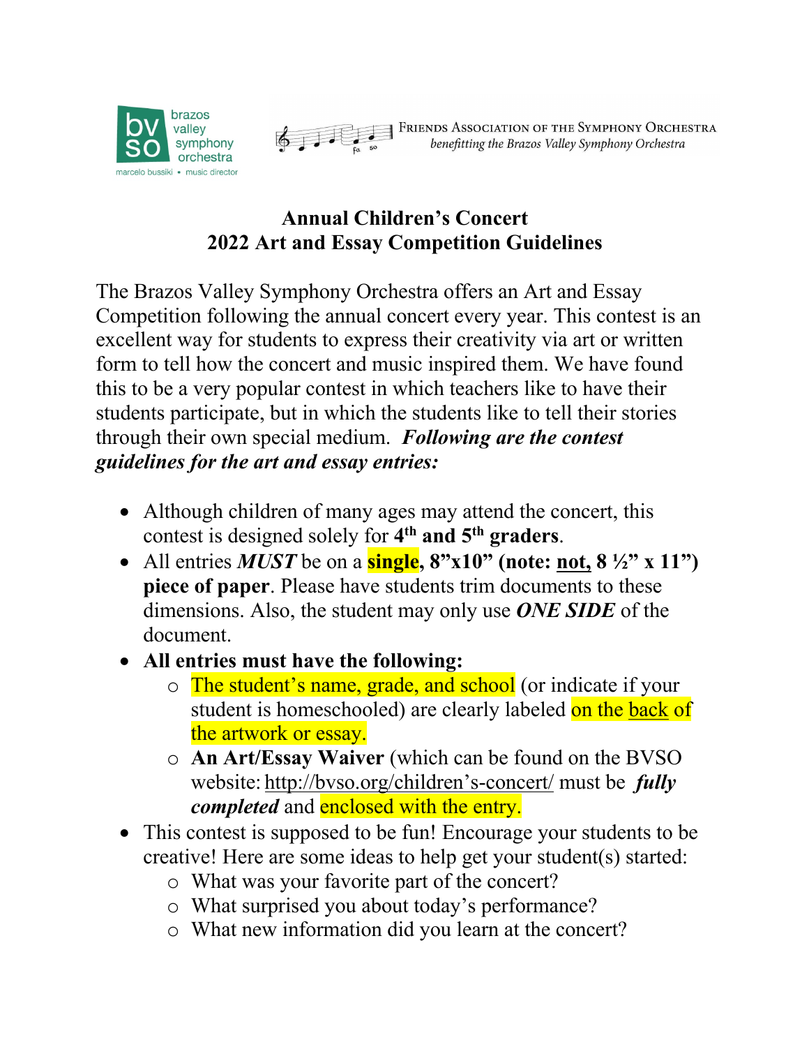brazos valley symphony orchestra

marcelo bussiki • music director

FRIENDS ASSOCIATION OF THE SYMPHONY ORCHESTRA

*benefitting the Brazos Valley Symphony Orchestra*

# Annual Children's Concert
# 2022 Art and Essay Competition Guidelines

The Brazos Valley Symphony Orchestra offers an Art and Essay Competition following the annual concert every year. This contest is an excellent way for students to express their creativity via art or written form to tell how the concert and music inspired them. We have found this to be a very popular contest in which teachers like to have their students participate, but in which the students like to tell their stories through their own special medium. ***Following are the contest guidelines for the art and essay entries:***

- Although children of many ages may attend the concert, this contest is designed solely for **4th and 5th graders**.
- All entries ***MUST*** be on a **single, 8"x10" (note: not, 8 ½" x 11") piece of paper**. Please have students trim documents to these dimensions. Also, the student may only use ***ONE SIDE*** of the document.
- **All entries must have the following:**
  - The student's name, grade, and school (or indicate if your student is homeschooled) are clearly labeled on the back of the artwork or essay.
  - **An Art/Essay Waiver** (which can be found on the BVSO website: http://bvso.org/children's-concert/ must be ***fully completed*** and enclosed with the entry.
- This contest is supposed to be fun! Encourage your students to be creative! Here are some ideas to help get your student(s) started:
  - What was your favorite part of the concert?
  - What surprised you about today's performance?
  - What new information did you learn at the concert?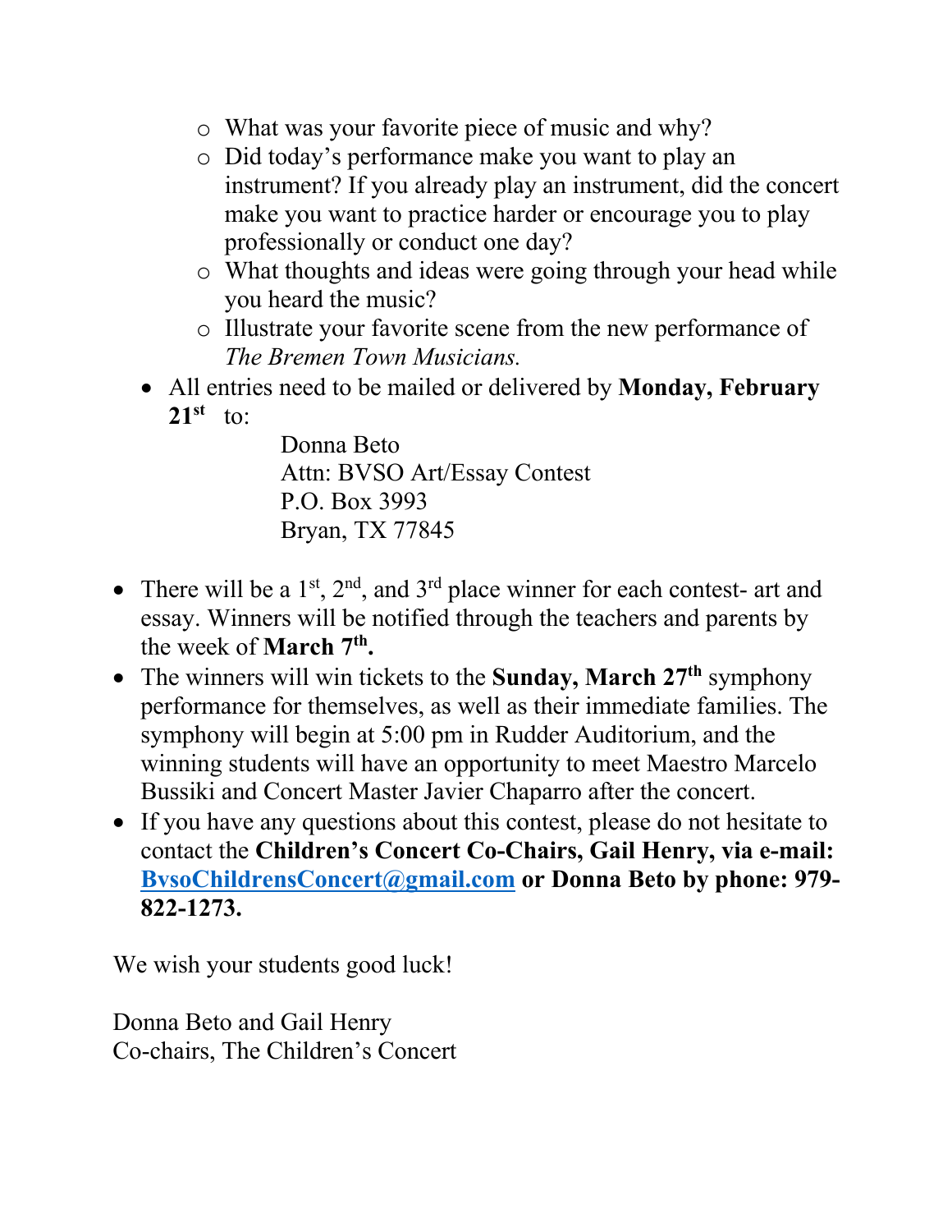- What was your favorite piece of music and why?
    - Did today's performance make you want to play an instrument? If you already play an instrument, did the concert make you want to practice harder or encourage you to play professionally or conduct one day?
    - What thoughts and ideas were going through your head while you heard the music?
    - Illustrate your favorite scene from the new performance of *The Bremen Town Musicians.*
  - All entries need to be mailed or delivered by **Monday, February 21st** to:

    Donna Beto
    Attn: BVSO Art/Essay Contest
    P.O. Box 3993
    Bryan, TX 77845

- There will be a 1st, 2nd, and 3rd place winner for each contest- art and essay. Winners will be notified through the teachers and parents by the week of **March 7th.**
- The winners will win tickets to the **Sunday, March 27th** symphony performance for themselves, as well as their immediate families. The symphony will begin at 5:00 pm in Rudder Auditorium, and the winning students will have an opportunity to meet Maestro Marcelo Bussiki and Concert Master Javier Chaparro after the concert.
- If you have any questions about this contest, please do not hesitate to contact the **Children's Concert Co-Chairs, Gail Henry, via e-mail: BvsoChildrensConcert@gmail.com or Donna Beto by phone: 979-822-1273.**

We wish your students good luck!

Donna Beto and Gail Henry
Co-chairs, The Children's Concert